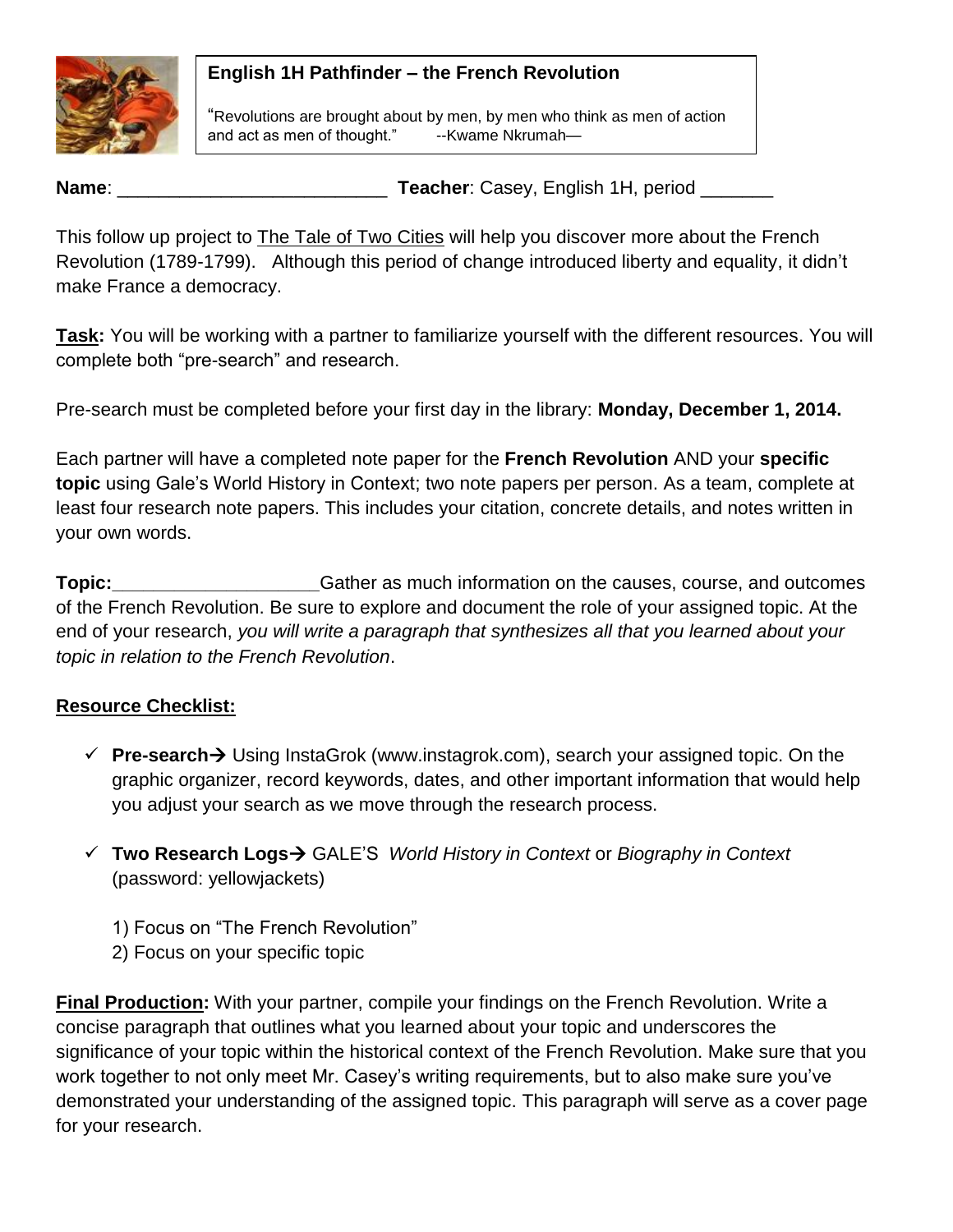**English 1H Pathfinder – the French Revolution**

"Revolutions are brought about by men, by men who think as men of action and act as men of thought." --Kwame Nkrumah—

**Name**: __________________________ **Teacher**: Casey, English 1H, period _______

This follow up project to The Tale of Two Cities will help you discover more about the French Revolution (1789-1799). Although this period of change introduced liberty and equality, it didn't make France a democracy.

**Task:** You will be working with a partner to familiarize yourself with the different resources. You will complete both "pre-search" and research.

Pre-search must be completed before your first day in the library: **Monday, December 1, 2014.**

Each partner will have a completed note paper for the **French Revolution** AND your **specific topic** using Gale's World History in Context; two note papers per person. As a team, complete at least four research note papers. This includes your citation, concrete details, and notes written in your own words.

**Topic:**____________________Gather as much information on the causes, course, and outcomes of the French Revolution. Be sure to explore and document the role of your assigned topic. At the end of your research, *you will write a paragraph that synthesizes all that you learned about your topic in relation to the French Revolution*.

**Resource Checklist:**

- ✓ **Pre-search→** Using InstaGrok (www.instagrok.com), search your assigned topic. On the graphic organizer, record keywords, dates, and other important information that would help you adjust your search as we move through the research process.

- ✓ **Two Research Logs→** GALE'S *World History in Context* or *Biography in Context* (password: yellowjackets)

  1) Focus on "The French Revolution"
  2) Focus on your specific topic

**Final Production:** With your partner, compile your findings on the French Revolution. Write a concise paragraph that outlines what you learned about your topic and underscores the significance of your topic within the historical context of the French Revolution. Make sure that you work together to not only meet Mr. Casey's writing requirements, but to also make sure you've demonstrated your understanding of the assigned topic. This paragraph will serve as a cover page for your research.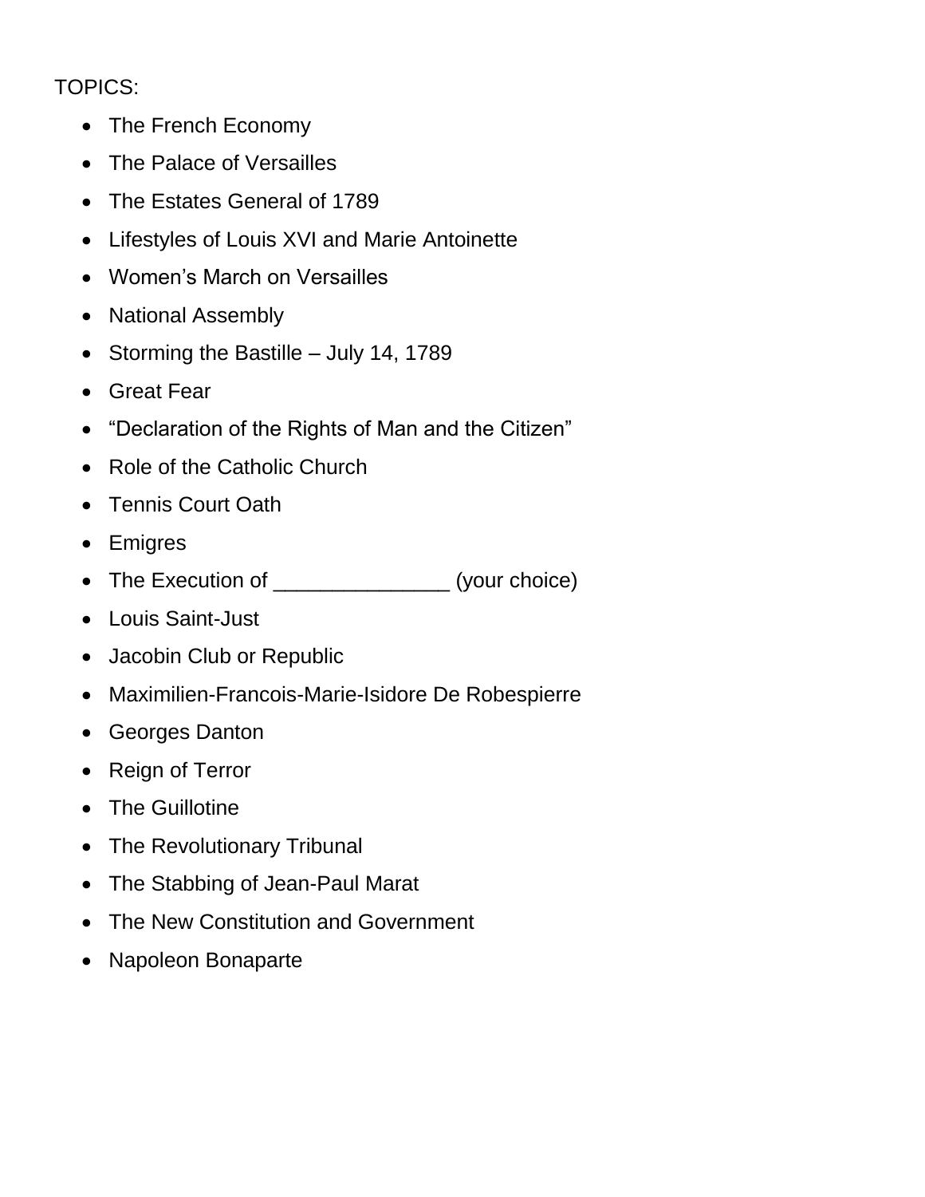TOPICS:

- The French Economy
- The Palace of Versailles
- The Estates General of 1789
- Lifestyles of Louis XVI and Marie Antoinette
- Women's March on Versailles
- National Assembly
- Storming the Bastille – July 14, 1789
- Great Fear
- "Declaration of the Rights of Man and the Citizen"
- Role of the Catholic Church
- Tennis Court Oath
- Emigres
- The Execution of _______________ (your choice)
- Louis Saint-Just
- Jacobin Club or Republic
- Maximilien-Francois-Marie-Isidore De Robespierre
- Georges Danton
- Reign of Terror
- The Guillotine
- The Revolutionary Tribunal
- The Stabbing of Jean-Paul Marat
- The New Constitution and Government
- Napoleon Bonaparte